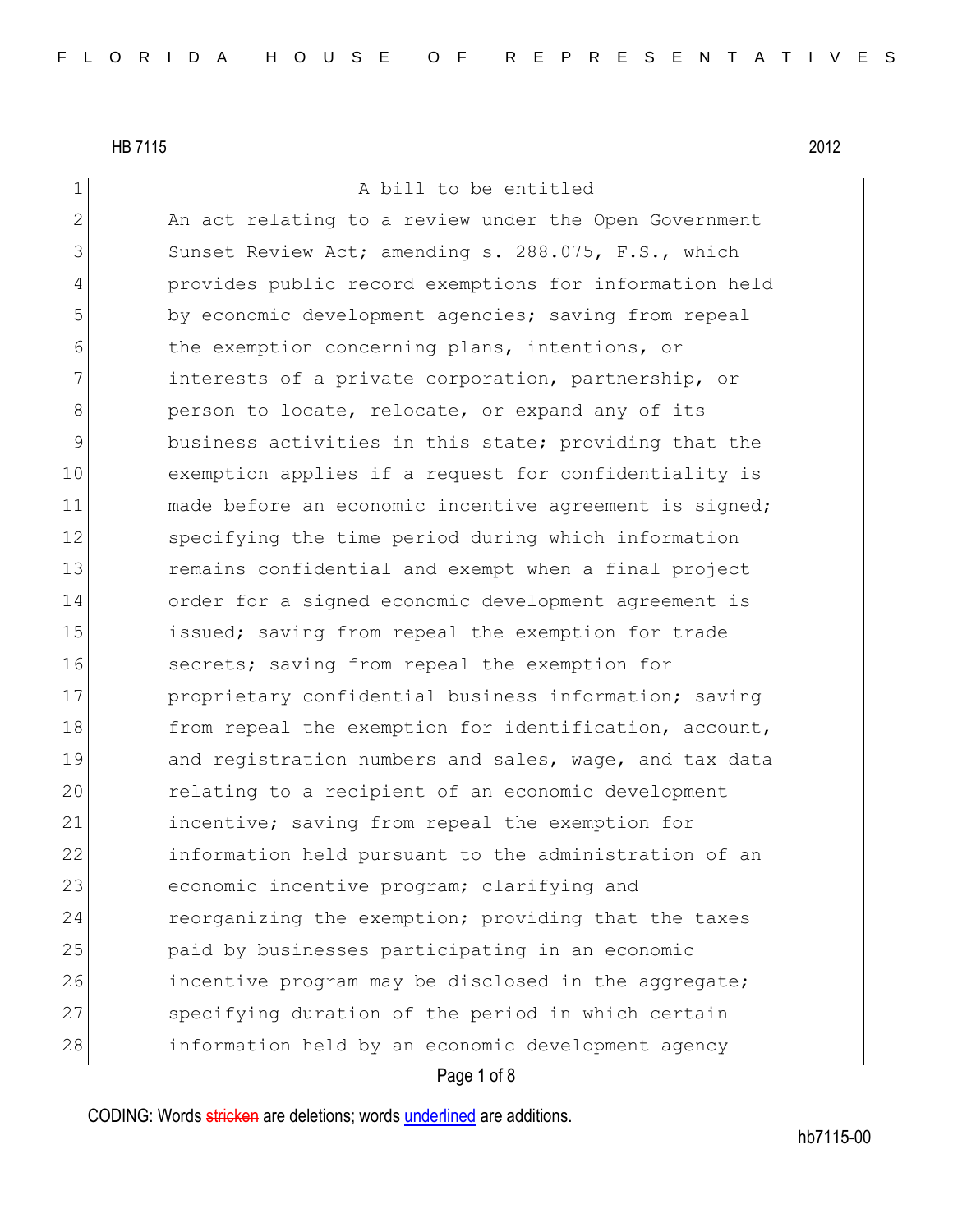HB 7115 2012

A bill to be entitled

An act relating to a review under the Open Government Sunset Review Act; amending s. 288.075, F.S., which provides public record exemptions for information held by economic development agencies; saving from repeal the exemption concerning plans, intentions, or interests of a private corporation, partnership, or person to locate, relocate, or expand any of its business activities in this state; providing that the exemption applies if a request for confidentiality is made before an economic incentive agreement is signed; specifying the time period during which information remains confidential and exempt when a final project order for a signed economic development agreement is issued; saving from repeal the exemption for trade secrets; saving from repeal the exemption for proprietary confidential business information; saving from repeal the exemption for identification, account, and registration numbers and sales, wage, and tax data relating to a recipient of an economic development incentive; saving from repeal the exemption for information held pursuant to the administration of an economic incentive program; clarifying and reorganizing the exemption; providing that the taxes paid by businesses participating in an economic incentive program may be disclosed in the aggregate; specifying duration of the period in which certain information held by an economic development agency

CODING: Words stricken are deletions; words underlined are additions.

hb7115-00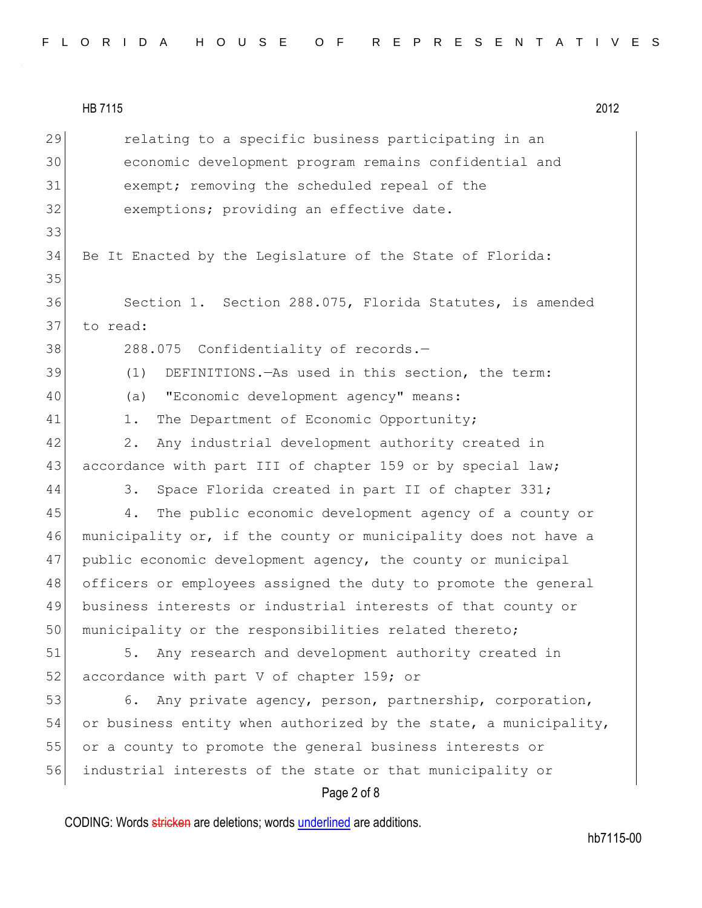relating to a specific business participating in an economic development program remains confidential and exempt; removing the scheduled repeal of the exemptions; providing an effective date.

Be It Enacted by the Legislature of the State of Florida:

Section 1. Section 288.075, Florida Statutes, is amended to read:

288.075 Confidentiality of records.—

(1) DEFINITIONS.—As used in this section, the term:

(a) "Economic development agency" means:

1. The Department of Economic Opportunity;

2. Any industrial development authority created in accordance with part III of chapter 159 or by special law;

3. Space Florida created in part II of chapter 331;

4. The public economic development agency of a county or municipality or, if the county or municipality does not have a public economic development agency, the county or municipal officers or employees assigned the duty to promote the general business interests or industrial interests of that county or municipality or the responsibilities related thereto;

5. Any research and development authority created in accordance with part V of chapter 159; or

6. Any private agency, person, partnership, corporation, or business entity when authorized by the state, a municipality, or a county to promote the general business interests or industrial interests of the state or that municipality or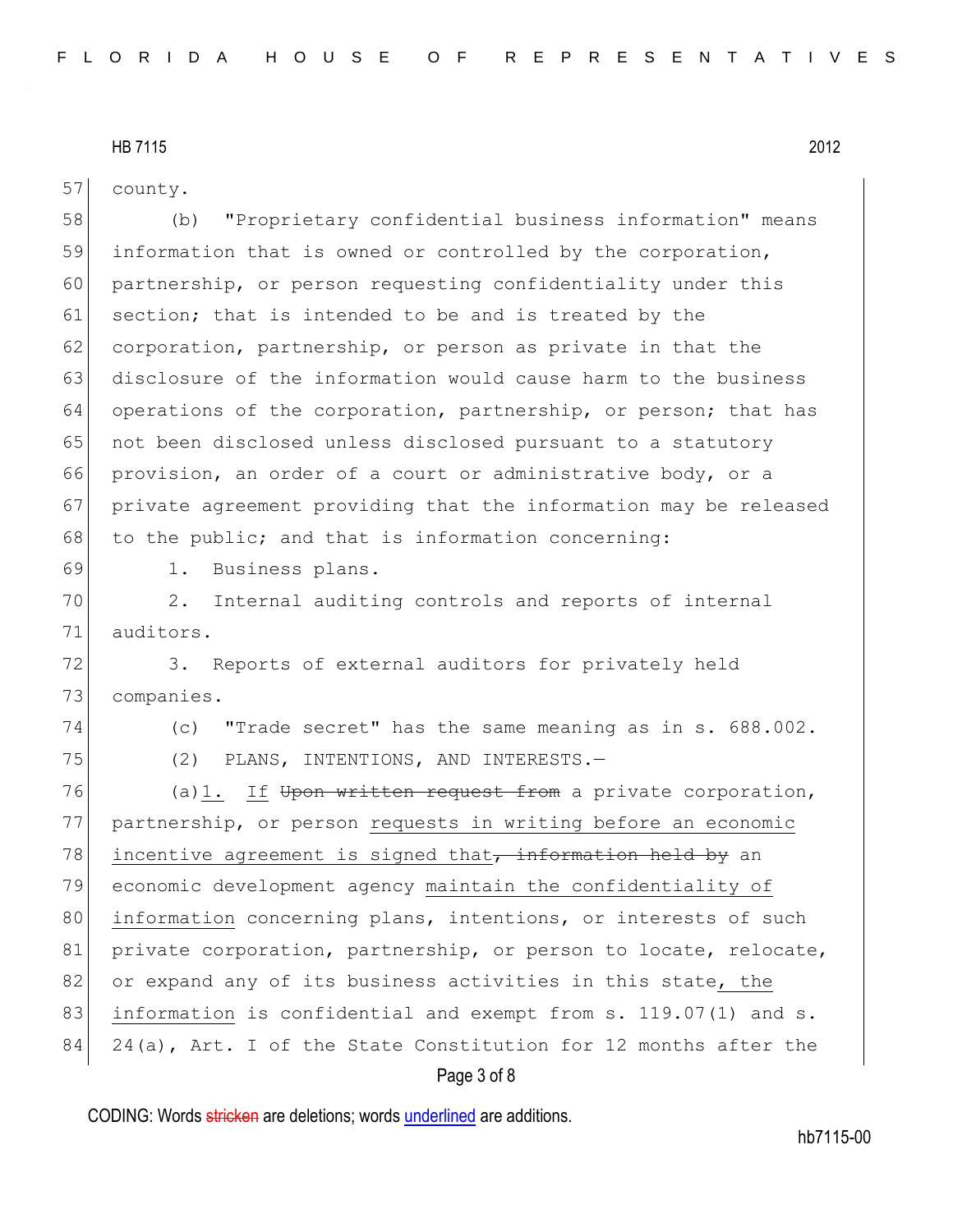county.

(b) "Proprietary confidential business information" means information that is owned or controlled by the corporation, partnership, or person requesting confidentiality under this section; that is intended to be and is treated by the corporation, partnership, or person as private in that the disclosure of the information would cause harm to the business operations of the corporation, partnership, or person; that has not been disclosed unless disclosed pursuant to a statutory provision, an order of a court or administrative body, or a private agreement providing that the information may be released to the public; and that is information concerning:

1. Business plans.

2. Internal auditing controls and reports of internal auditors.

3. Reports of external auditors for privately held companies.

(c) "Trade secret" has the same meaning as in s. 688.002.

(2) PLANS, INTENTIONS, AND INTERESTS.—

(a)<u>1.</u> <u>If</u> ~~Upon written request from~~ a private corporation, partnership, or person <u>requests in writing before an economic incentive agreement is signed that</u>~~, information held by~~ an economic development agency <u>maintain the confidentiality of information</u> concerning plans, intentions, or interests of such private corporation, partnership, or person to locate, relocate, or expand any of its business activities in this state<u>, the information</u> is confidential and exempt from s. 119.07(1) and s. 24(a), Art. I of the State Constitution for 12 months after the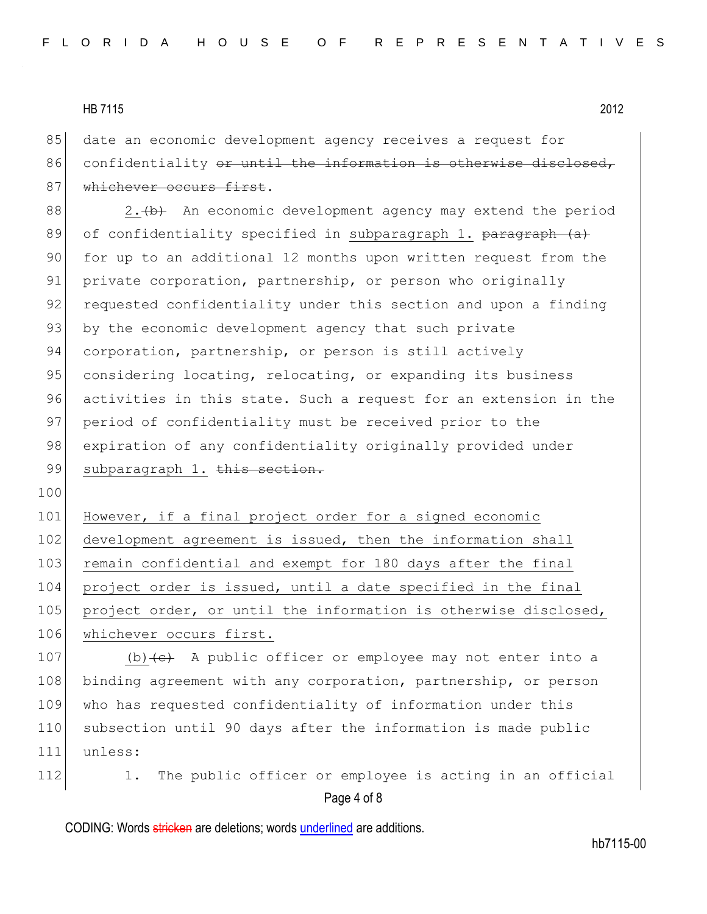date an economic development agency receives a request for confidentiality ~~or until the information is otherwise disclosed, whichever occurs first~~.

2.~~(b)~~ An economic development agency may extend the period of confidentiality specified in <u>subparagraph 1.</u> ~~paragraph (a)~~ for up to an additional 12 months upon written request from the private corporation, partnership, or person who originally requested confidentiality under this section and upon a finding by the economic development agency that such private corporation, partnership, or person is still actively considering locating, relocating, or expanding its business activities in this state. Such a request for an extension in the period of confidentiality must be received prior to the expiration of any confidentiality originally provided under <u>subparagraph 1.</u> ~~this section.~~

<u>However, if a final project order for a signed economic development agreement is issued, then the information shall remain confidential and exempt for 180 days after the final project order is issued, until a date specified in the final project order, or until the information is otherwise disclosed, whichever occurs first.</u>

<u>(b)</u>~~(c)~~ A public officer or employee may not enter into a binding agreement with any corporation, partnership, or person who has requested confidentiality of information under this subsection until 90 days after the information is made public unless:

1. The public officer or employee is acting in an official

CODING: Words ~~stricken~~ are deletions; words <u>underlined</u> are additions.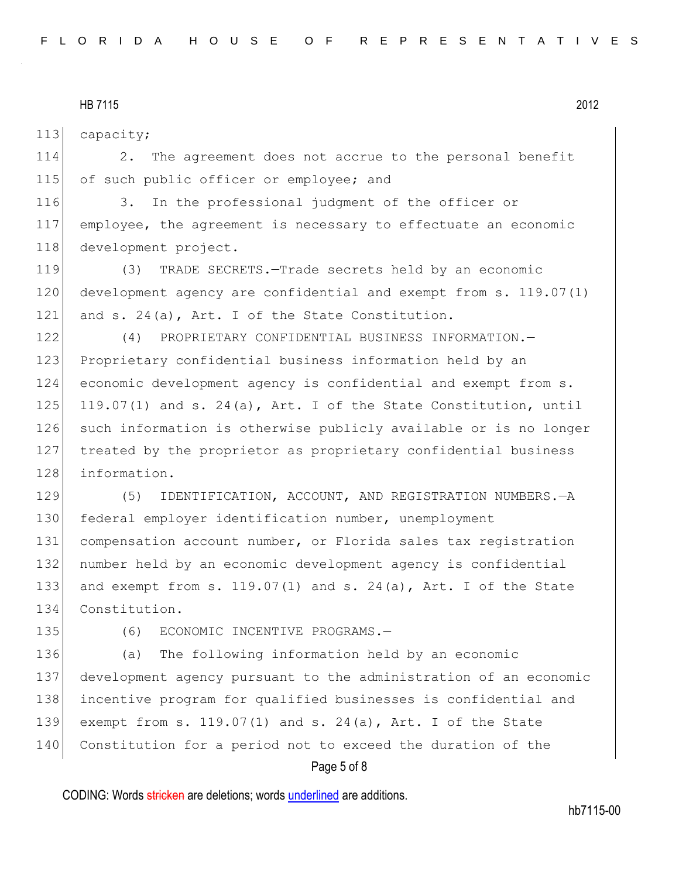capacity;

2. The agreement does not accrue to the personal benefit of such public officer or employee; and

3. In the professional judgment of the officer or employee, the agreement is necessary to effectuate an economic development project.

(3) TRADE SECRETS.—Trade secrets held by an economic development agency are confidential and exempt from s. 119.07(1) and s. 24(a), Art. I of the State Constitution.

(4) PROPRIETARY CONFIDENTIAL BUSINESS INFORMATION.—Proprietary confidential business information held by an economic development agency is confidential and exempt from s. 119.07(1) and s. 24(a), Art. I of the State Constitution, until such information is otherwise publicly available or is no longer treated by the proprietor as proprietary confidential business information.

(5) IDENTIFICATION, ACCOUNT, AND REGISTRATION NUMBERS.—A federal employer identification number, unemployment compensation account number, or Florida sales tax registration number held by an economic development agency is confidential and exempt from s. 119.07(1) and s. 24(a), Art. I of the State Constitution.

(6) ECONOMIC INCENTIVE PROGRAMS.—

(a) The following information held by an economic development agency pursuant to the administration of an economic incentive program for qualified businesses is confidential and exempt from s. 119.07(1) and s. 24(a), Art. I of the State Constitution for a period not to exceed the duration of the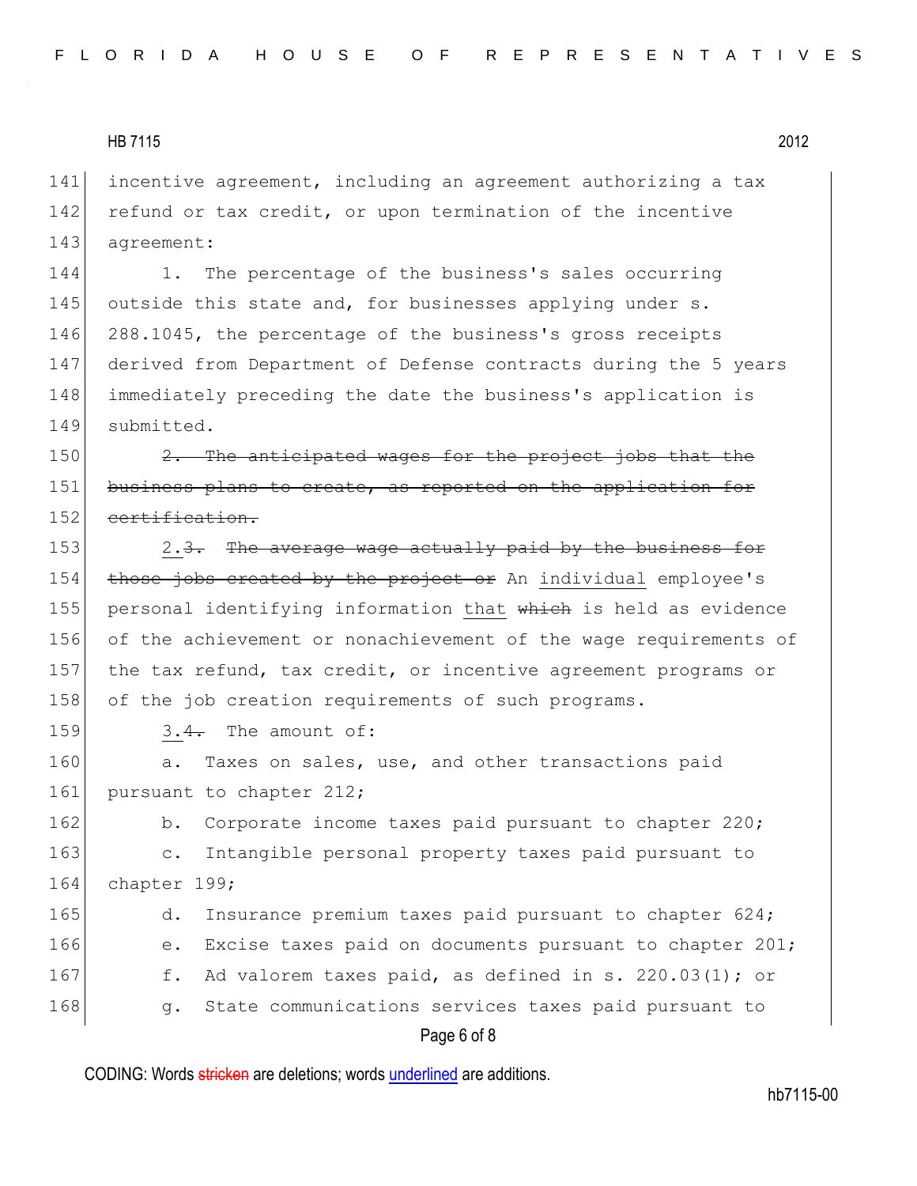incentive agreement, including an agreement authorizing a tax refund or tax credit, or upon termination of the incentive agreement:

1. The percentage of the business's sales occurring outside this state and, for businesses applying under s. 288.1045, the percentage of the business's gross receipts derived from Department of Defense contracts during the 5 years immediately preceding the date the business's application is submitted.

~~2. The anticipated wages for the project jobs that the business plans to create, as reported on the application for certification.~~

2.~~3.~~ ~~The average wage actually paid by the business for those jobs created by the project or~~ An individual employee's personal identifying information that ~~which~~ is held as evidence of the achievement or nonachievement of the wage requirements of the tax refund, tax credit, or incentive agreement programs or of the job creation requirements of such programs.

3.~~4.~~ The amount of:

a. Taxes on sales, use, and other transactions paid pursuant to chapter 212;

b. Corporate income taxes paid pursuant to chapter 220;

c. Intangible personal property taxes paid pursuant to chapter 199;

d. Insurance premium taxes paid pursuant to chapter 624;

e. Excise taxes paid on documents pursuant to chapter 201;

f. Ad valorem taxes paid, as defined in s. 220.03(1); or

g. State communications services taxes paid pursuant to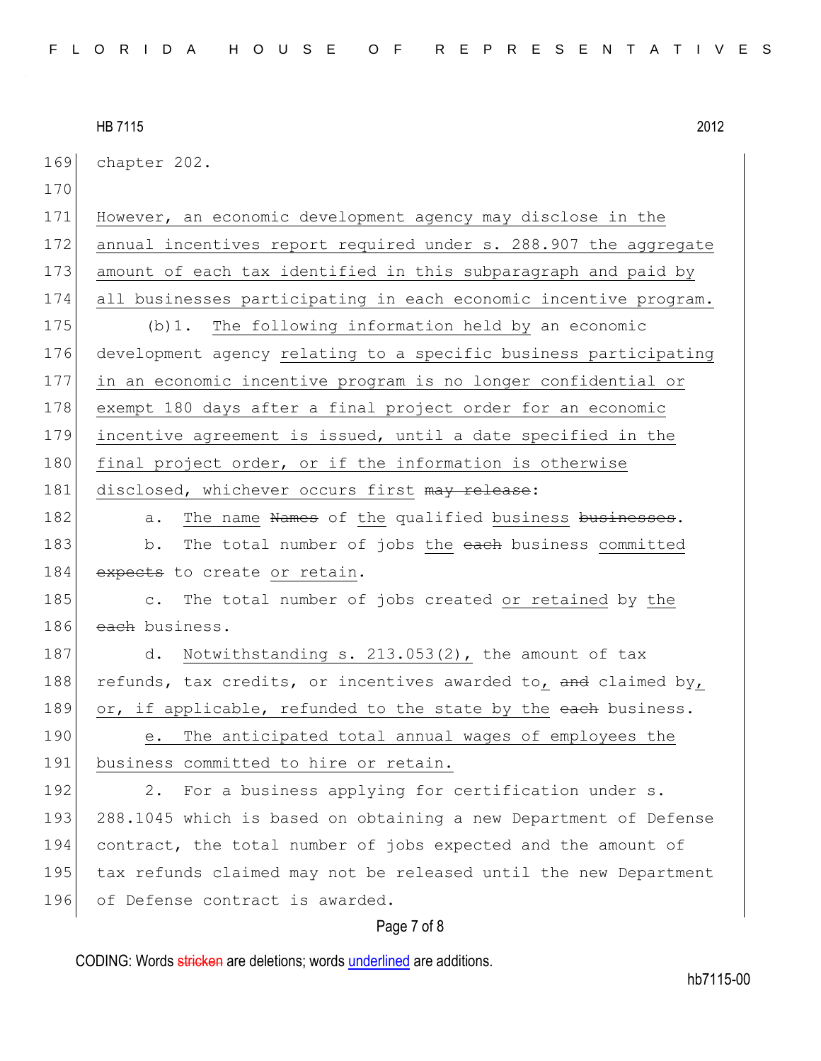chapter 202.

<u>However, an economic development agency may disclose in the annual incentives report required under s. 288.907 the aggregate amount of each tax identified in this subparagraph and paid by all businesses participating in each economic incentive program.</u>

(b)1. The following information held by an economic development agency <u>relating to a specific business participating in an economic incentive program is no longer confidential or exempt 180 days after a final project order for an economic incentive agreement is issued, until a date specified in the final project order, or if the information is otherwise disclosed, whichever occurs first</u> ~~may release~~:

a. <u>The name</u> ~~Names~~ of <u>the</u> qualified <u>business</u> ~~businesses~~.

b. The total number of jobs <u>the</u> ~~each~~ business <u>committed</u> ~~expects~~ to create <u>or retain</u>.

c. The total number of jobs created <u>or retained</u> by <u>the</u> ~~each~~ business.

d. <u>Notwithstanding s. 213.053(2),</u> the amount of tax refunds, tax credits, or incentives awarded to<u>,</u> ~~and~~ claimed by<u>, or, if applicable, refunded to the state by the</u> ~~each~~ business.

<u>e. The anticipated total annual wages of employees the business committed to hire or retain.</u>

2. For a business applying for certification under s. 288.1045 which is based on obtaining a new Department of Defense contract, the total number of jobs expected and the amount of tax refunds claimed may not be released until the new Department of Defense contract is awarded.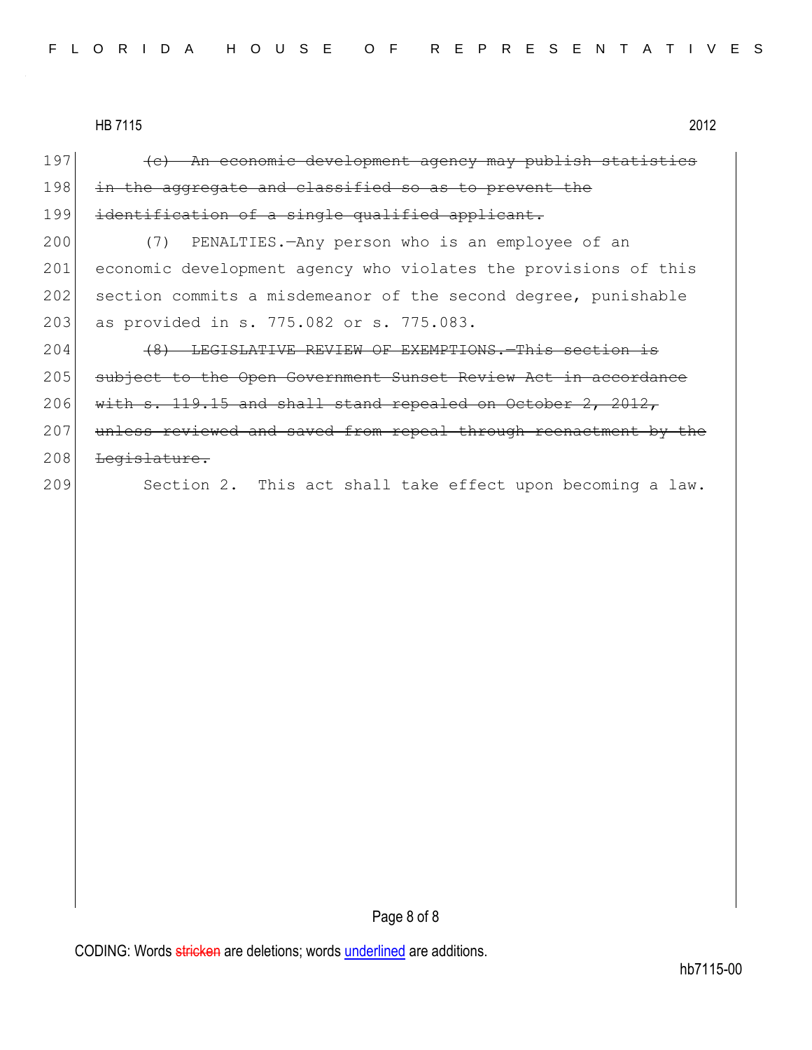~~(c) An economic development agency may publish statistics in the aggregate and classified so as to prevent the identification of a single qualified applicant.~~

(7) PENALTIES.—Any person who is an employee of an economic development agency who violates the provisions of this section commits a misdemeanor of the second degree, punishable as provided in s. 775.082 or s. 775.083.

~~(8) LEGISLATIVE REVIEW OF EXEMPTIONS.—This section is subject to the Open Government Sunset Review Act in accordance with s. 119.15 and shall stand repealed on October 2, 2012, unless reviewed and saved from repeal through reenactment by the Legislature.~~

Section 2. This act shall take effect upon becoming a law.

CODING: Words ~~stricken~~ are deletions; words <u>underlined</u> are additions.